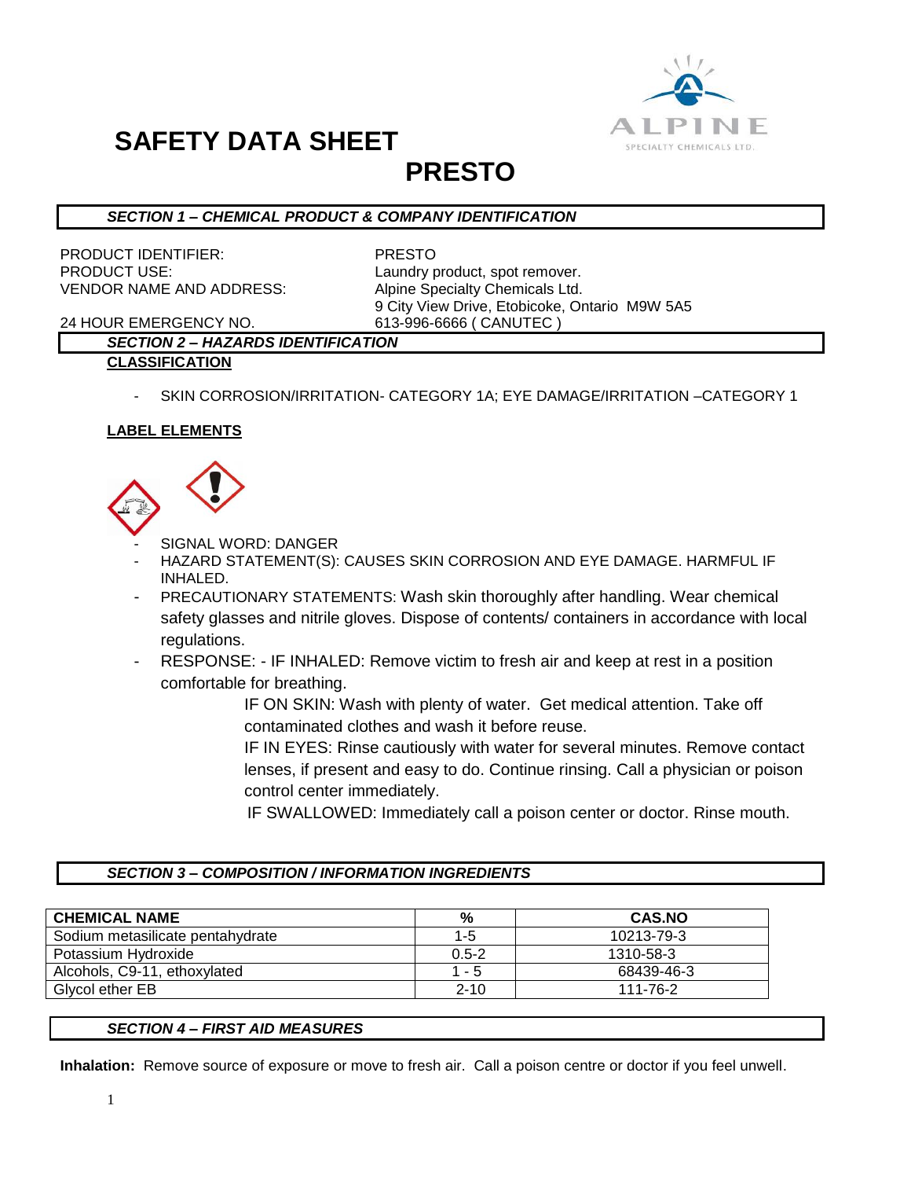# SAFETY DATA SHEET

# PRESTO

## SECTION 1 – CHEMICAL PRODUCT & COMPANY IDENTIFICATION

PRODUCT IDENTIFIER: PRESTO
PRODUCT USE: Laundry product, spot remover.
VENDOR NAME AND ADDRESS: Alpine Specialty Chemicals Ltd.
9 City View Drive, Etobicoke, Ontario M9W 5A5
24 HOUR EMERGENCY NO. 613-996-6666 ( CANUTEC )

## SECTION 2 – HAZARDS IDENTIFICATION

**CLASSIFICATION**

- SKIN CORROSION/IRRITATION- CATEGORY 1A; EYE DAMAGE/IRRITATION –CATEGORY 1

**LABEL ELEMENTS**

- SIGNAL WORD: DANGER
- HAZARD STATEMENT(S): CAUSES SKIN CORROSION AND EYE DAMAGE. HARMFUL IF INHALED.
- PRECAUTIONARY STATEMENTS: Wash skin thoroughly after handling. Wear chemical safety glasses and nitrile gloves. Dispose of contents/ containers in accordance with local regulations.
- RESPONSE: - IF INHALED: Remove victim to fresh air and keep at rest in a position comfortable for breathing.

  IF ON SKIN: Wash with plenty of water. Get medical attention. Take off contaminated clothes and wash it before reuse.

  IF IN EYES: Rinse cautiously with water for several minutes. Remove contact lenses, if present and easy to do. Continue rinsing. Call a physician or poison control center immediately.

  IF SWALLOWED: Immediately call a poison center or doctor. Rinse mouth.

## SECTION 3 – COMPOSITION / INFORMATION INGREDIENTS

| CHEMICAL NAME | % | CAS.NO |
|---|---|---|
| Sodium metasilicate pentahydrate | 1-5 | 10213-79-3 |
| Potassium Hydroxide | 0.5-2 | 1310-58-3 |
| Alcohols, C9-11, ethoxylated | 1 - 5 | 68439-46-3 |
| Glycol ether EB | 2-10 | 111-76-2 |

## SECTION 4 – FIRST AID MEASURES

**Inhalation:** Remove source of exposure or move to fresh air. Call a poison centre or doctor if you feel unwell.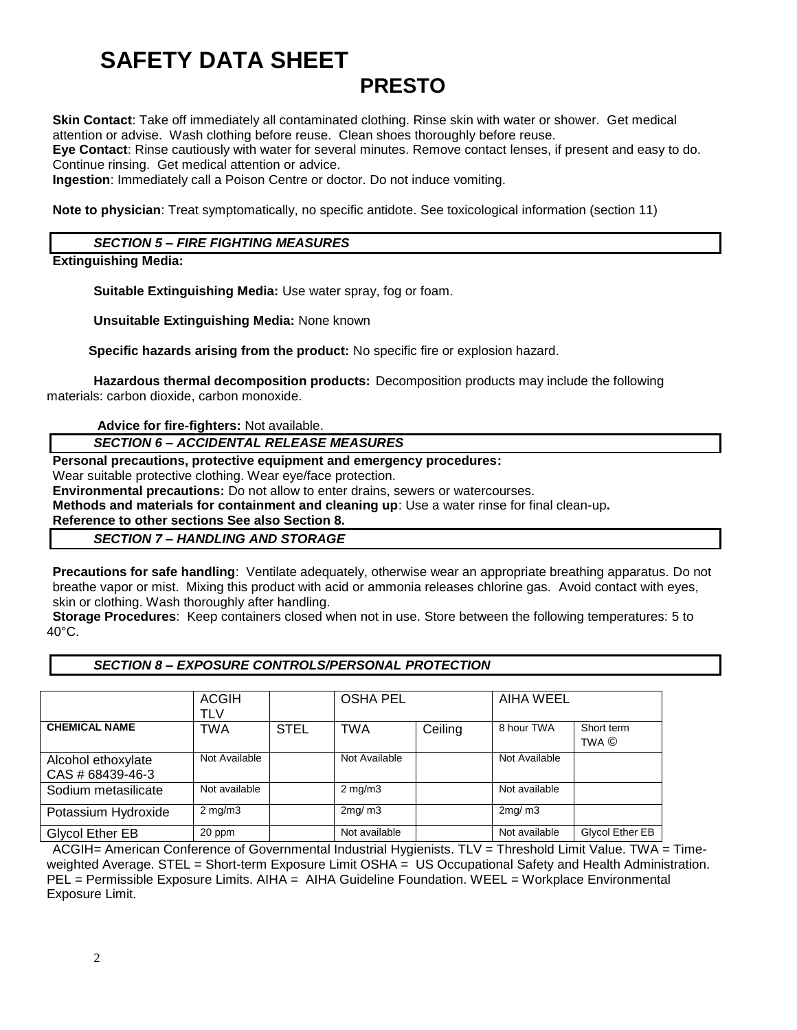# SAFETY DATA SHEET

## PRESTO

**Skin Contact**: Take off immediately all contaminated clothing. Rinse skin with water or shower. Get medical attention or advise. Wash clothing before reuse. Clean shoes thoroughly before reuse.
**Eye Contact**: Rinse cautiously with water for several minutes. Remove contact lenses, if present and easy to do. Continue rinsing. Get medical attention or advice.
**Ingestion**: Immediately call a Poison Centre or doctor. Do not induce vomiting.

**Note to physician**: Treat symptomatically, no specific antidote. See toxicological information (section 11)

### *SECTION 5 – FIRE FIGHTING MEASURES*

**Extinguishing Media:**

**Suitable Extinguishing Media:** Use water spray, fog or foam.

**Unsuitable Extinguishing Media:** None known

**Specific hazards arising from the product:** No specific fire or explosion hazard.

**Hazardous thermal decomposition products:** Decomposition products may include the following materials: carbon dioxide, carbon monoxide.

**Advice for fire-fighters:** Not available.

### *SECTION 6 – ACCIDENTAL RELEASE MEASURES*

**Personal precautions, protective equipment and emergency procedures:**
Wear suitable protective clothing. Wear eye/face protection.
**Environmental precautions:** Do not allow to enter drains, sewers or watercourses.
**Methods and materials for containment and cleaning up**: Use a water rinse for final clean-up**.**
**Reference to other sections See also Section 8.**

### *SECTION 7 – HANDLING AND STORAGE*

**Precautions for safe handling**: Ventilate adequately, otherwise wear an appropriate breathing apparatus. Do not breathe vapor or mist. Mixing this product with acid or ammonia releases chlorine gas. Avoid contact with eyes, skin or clothing. Wash thoroughly after handling.
**Storage Procedures**: Keep containers closed when not in use. Store between the following temperatures: 5 to 40°C.

### *SECTION 8 – EXPOSURE CONTROLS/PERSONAL PROTECTION*

| | ACGIH TLV | | OSHA PEL | | AIHA WEEL | |
|---|---|---|---|---|---|---|
| **CHEMICAL NAME** | TWA | STEL | TWA | Ceiling | 8 hour TWA | Short term TWA © |
| Alcohol ethoxylate CAS # 68439-46-3 | Not Available | | Not Available | | Not Available | |
| Sodium metasilicate | Not available | | 2 mg/m3 | | Not available | |
| Potassium Hydroxide | 2 mg/m3 | | 2mg/ m3 | | 2mg/ m3 | |
| Glycol Ether EB | 20 ppm | | Not available | | Not available | Glycol Ether EB |

ACGIH= American Conference of Governmental Industrial Hygienists. TLV = Threshold Limit Value. TWA = Time-weighted Average. STEL = Short-term Exposure Limit OSHA = US Occupational Safety and Health Administration. PEL = Permissible Exposure Limits. AIHA = AIHA Guideline Foundation. WEEL = Workplace Environmental Exposure Limit.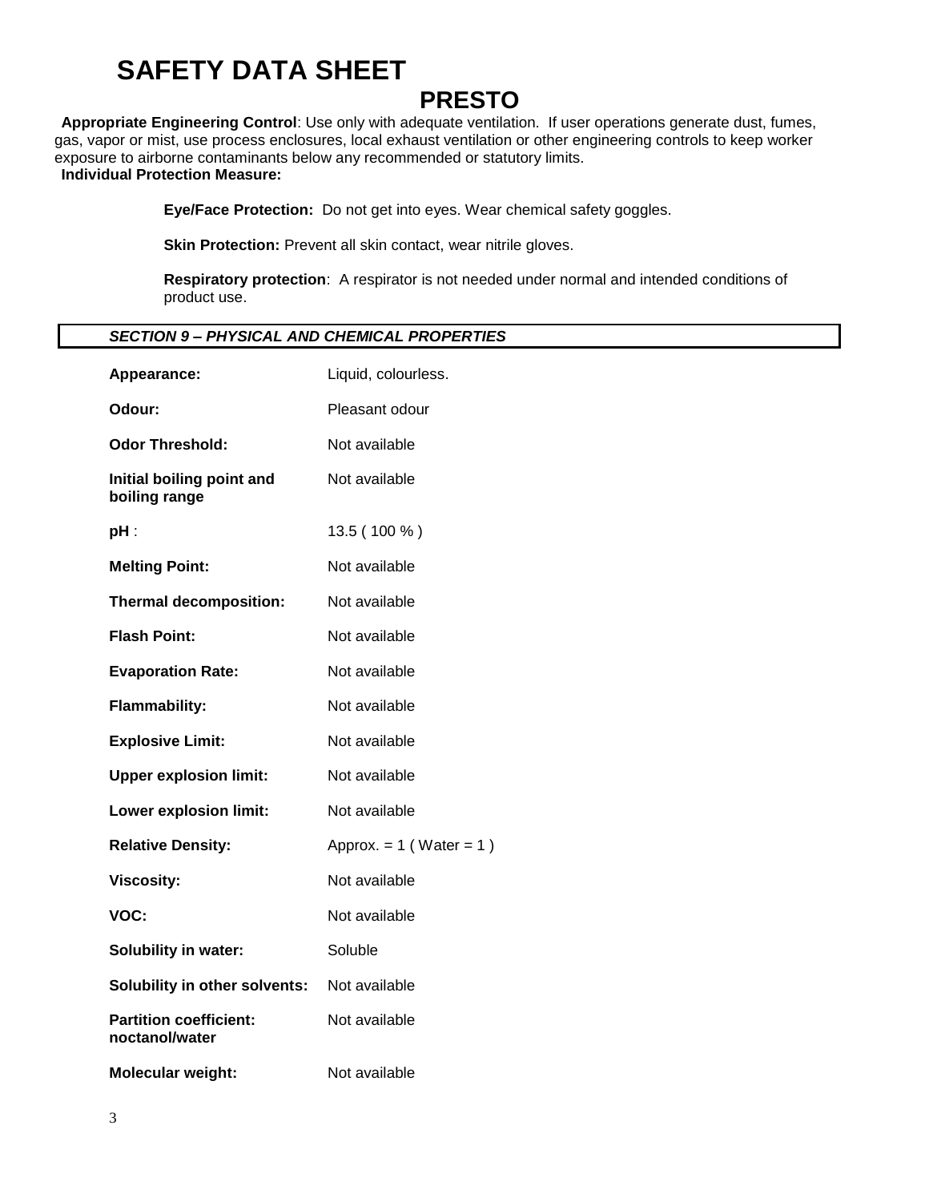# SAFETY DATA SHEET

## PRESTO

**Appropriate Engineering Control**: Use only with adequate ventilation. If user operations generate dust, fumes, gas, vapor or mist, use process enclosures, local exhaust ventilation or other engineering controls to keep worker exposure to airborne contaminants below any recommended or statutory limits.

**Individual Protection Measure:**

**Eye/Face Protection:** Do not get into eyes. Wear chemical safety goggles.

**Skin Protection:** Prevent all skin contact, wear nitrile gloves.

**Respiratory protection**: A respirator is not needed under normal and intended conditions of product use.

### *SECTION 9 – PHYSICAL AND CHEMICAL PROPERTIES*

| | |
|---|---|
| **Appearance:** | Liquid, colourless. |
| **Odour:** | Pleasant odour |
| **Odor Threshold:** | Not available |
| **Initial boiling point and boiling range** | Not available |
| **pH** : | 13.5 ( 100 % ) |
| **Melting Point:** | Not available |
| **Thermal decomposition:** | Not available |
| **Flash Point:** | Not available |
| **Evaporation Rate:** | Not available |
| **Flammability:** | Not available |
| **Explosive Limit:** | Not available |
| **Upper explosion limit:** | Not available |
| **Lower explosion limit:** | Not available |
| **Relative Density:** | Approx. = 1 ( Water = 1 ) |
| **Viscosity:** | Not available |
| **VOC:** | Not available |
| **Solubility in water:** | Soluble |
| **Solubility in other solvents:** | Not available |
| **Partition coefficient: noctanol/water** | Not available |
| **Molecular weight:** | Not available |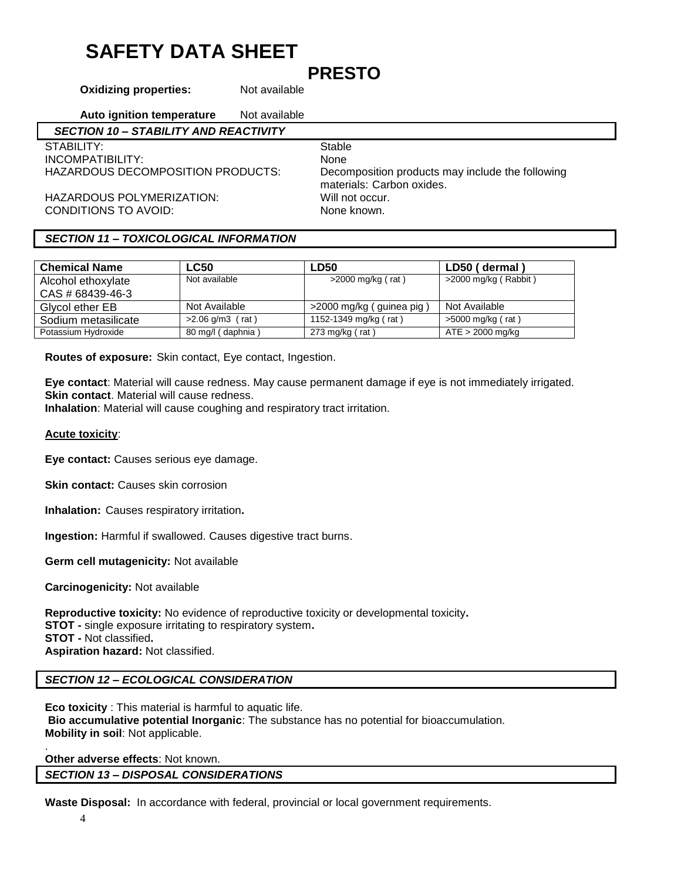# SAFETY DATA SHEET

## PRESTO

**Oxidizing properties:** Not available

**Auto ignition temperature** Not available

### *SECTION 10 – STABILITY AND REACTIVITY*

STABILITY: Stable
INCOMPATIBILITY: None
HAZARDOUS DECOMPOSITION PRODUCTS: Decomposition products may include the following materials: Carbon oxides.
HAZARDOUS POLYMERIZATION: Will not occur.
CONDITIONS TO AVOID: None known.

### *SECTION 11 – TOXICOLOGICAL INFORMATION*

| Chemical Name | LC50 | LD50 | LD50 ( dermal ) |
|---|---|---|---|
| Alcohol ethoxylate CAS # 68439-46-3 | Not available | >2000 mg/kg ( rat ) | >2000 mg/kg ( Rabbit ) |
| Glycol ether EB | Not Available | >2000 mg/kg ( guinea pig ) | Not Available |
| Sodium metasilicate | >2.06 g/m3 ( rat ) | 1152-1349 mg/kg ( rat ) | >5000 mg/kg ( rat ) |
| Potassium Hydroxide | 80 mg/l ( daphnia ) | 273 mg/kg ( rat ) | ATE > 2000 mg/kg |

**Routes of exposure:** Skin contact, Eye contact, Ingestion.

**Eye contact**: Material will cause redness. May cause permanent damage if eye is not immediately irrigated.
**Skin contact**. Material will cause redness.
**Inhalation**: Material will cause coughing and respiratory tract irritation.

**Acute toxicity**:

**Eye contact:** Causes serious eye damage.

**Skin contact:** Causes skin corrosion

**Inhalation:** Causes respiratory irritation**.**

**Ingestion:** Harmful if swallowed. Causes digestive tract burns.

**Germ cell mutagenicity:** Not available

**Carcinogenicity:** Not available

**Reproductive toxicity:** No evidence of reproductive toxicity or developmental toxicity**.**
**STOT -** single exposure irritating to respiratory system**.**
**STOT -** Not classified**.**
**Aspiration hazard:** Not classified.

### *SECTION 12 – ECOLOGICAL CONSIDERATION*

**Eco toxicity** : This material is harmful to aquatic life.
**Bio accumulative potential Inorganic**: The substance has no potential for bioaccumulation.
**Mobility in soil**: Not applicable.

.
**Other adverse effects**: Not known.

### *SECTION 13 – DISPOSAL CONSIDERATIONS*

**Waste Disposal:** In accordance with federal, provincial or local government requirements.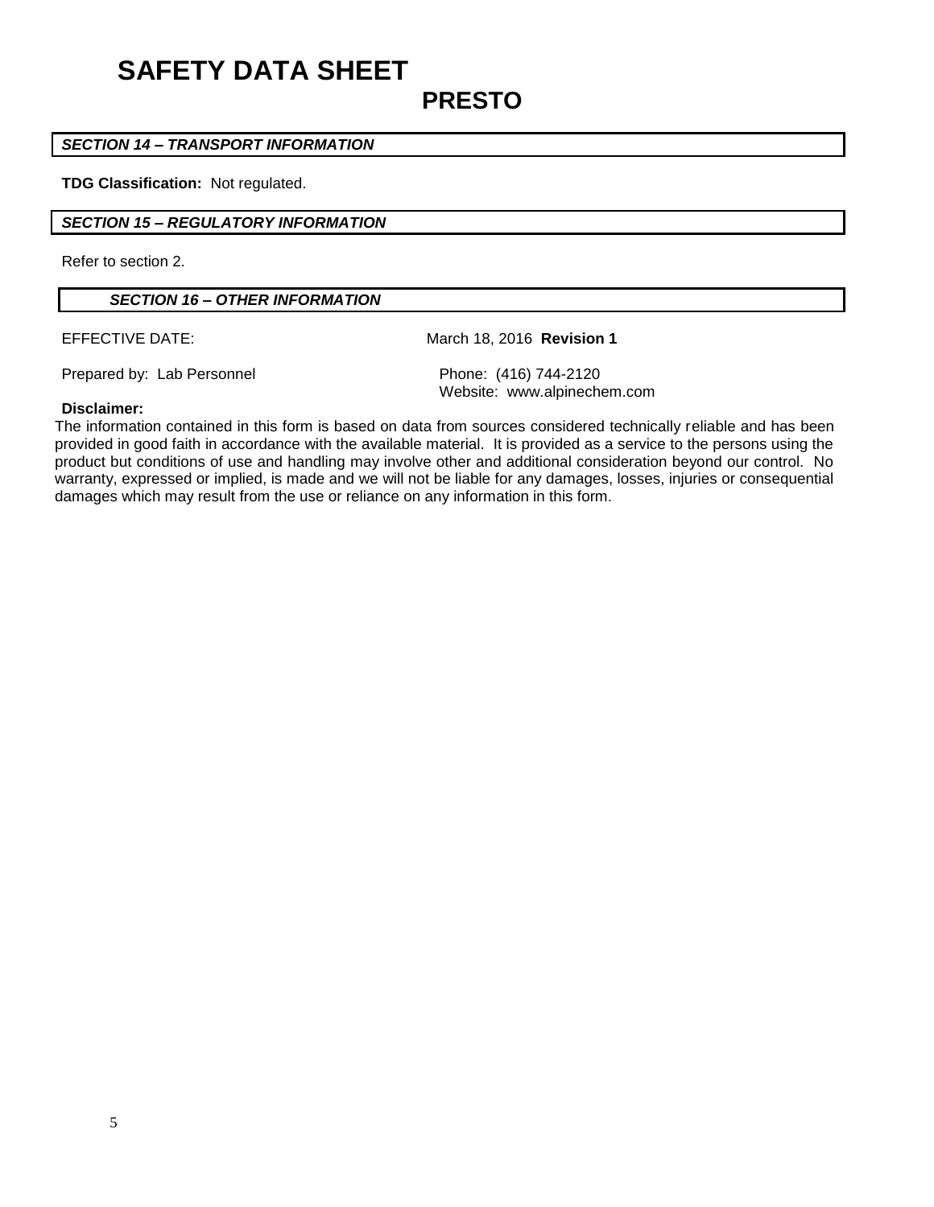# SAFETY DATA SHEET

## PRESTO

### *SECTION 14 – TRANSPORT INFORMATION*

**TDG Classification:** Not regulated.

### *SECTION 15 – REGULATORY INFORMATION*

Refer to section 2.

### *SECTION 16 – OTHER INFORMATION*

EFFECTIVE DATE: March 18, 2016 **Revision 1**

Prepared by: Lab Personnel

Phone: (416) 744-2120
Website: www.alpinechem.com

**Disclaimer:**

The information contained in this form is based on data from sources considered technically reliable and has been provided in good faith in accordance with the available material. It is provided as a service to the persons using the product but conditions of use and handling may involve other and additional consideration beyond our control. No warranty, expressed or implied, is made and we will not be liable for any damages, losses, injuries or consequential damages which may result from the use or reliance on any information in this form.